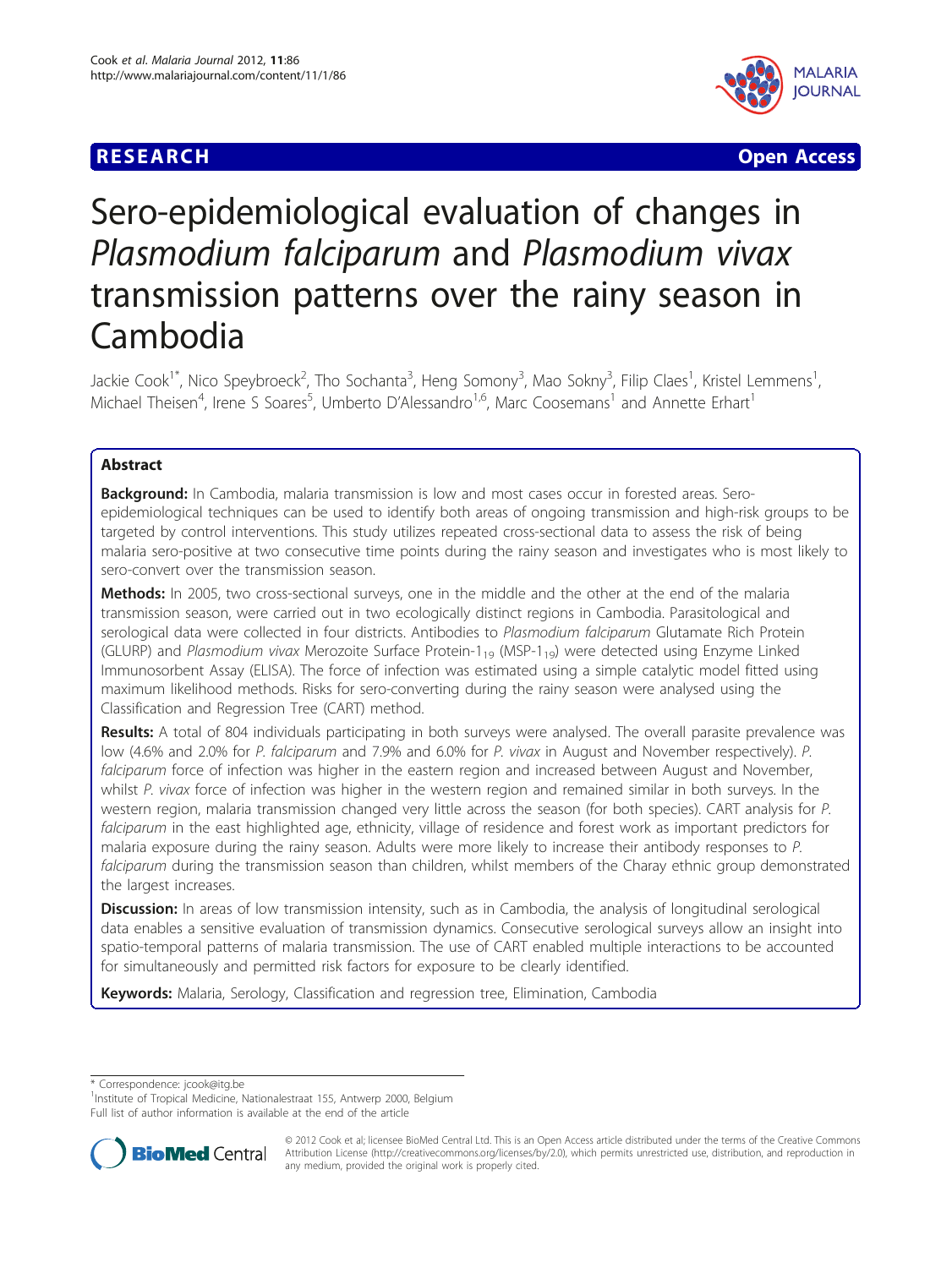**RESEARCH** **Open Access**

# Sero-epidemiological evaluation of changes in *Plasmodium falciparum* and *Plasmodium vivax* transmission patterns over the rainy season in Cambodia

Jackie Cook[1*], Nico Speybroeck[2], Tho Sochanta[3], Heng Somony[3], Mao Sokny[3], Filip Claes[1], Kristel Lemmens[1], Michael Theisen[4], Irene S Soares[5], Umberto D'Alessandro[1,6], Marc Coosemans[1] and Annette Erhart[1]

## Abstract

**Background:** In Cambodia, malaria transmission is low and most cases occur in forested areas. Sero-epidemiological techniques can be used to identify both areas of ongoing transmission and high-risk groups to be targeted by control interventions. This study utilizes repeated cross-sectional data to assess the risk of being malaria sero-positive at two consecutive time points during the rainy season and investigates who is most likely to sero-convert over the transmission season.

**Methods:** In 2005, two cross-sectional surveys, one in the middle and the other at the end of the malaria transmission season, were carried out in two ecologically distinct regions in Cambodia. Parasitological and serological data were collected in four districts. Antibodies to *Plasmodium falciparum* Glutamate Rich Protein (GLURP) and *Plasmodium vivax* Merozoite Surface Protein-$1_{19}$ (MSP-$1_{19}$) were detected using Enzyme Linked Immunosorbent Assay (ELISA). The force of infection was estimated using a simple catalytic model fitted using maximum likelihood methods. Risks for sero-converting during the rainy season were analysed using the Classification and Regression Tree (CART) method.

**Results:** A total of 804 individuals participating in both surveys were analysed. The overall parasite prevalence was low (4.6% and 2.0% for *P. falciparum* and 7.9% and 6.0% for *P. vivax* in August and November respectively). *P. falciparum* force of infection was higher in the eastern region and increased between August and November, whilst *P. vivax* force of infection was higher in the western region and remained similar in both surveys. In the western region, malaria transmission changed very little across the season (for both species). CART analysis for *P. falciparum* in the east highlighted age, ethnicity, village of residence and forest work as important predictors for malaria exposure during the rainy season. Adults were more likely to increase their antibody responses to *P. falciparum* during the transmission season than children, whilst members of the Charay ethnic group demonstrated the largest increases.

**Discussion:** In areas of low transmission intensity, such as in Cambodia, the analysis of longitudinal serological data enables a sensitive evaluation of transmission dynamics. Consecutive serological surveys allow an insight into spatio-temporal patterns of malaria transmission. The use of CART enabled multiple interactions to be accounted for simultaneously and permitted risk factors for exposure to be clearly identified.

**Keywords:** Malaria, Serology, Classification and regression tree, Elimination, Cambodia

---

* Correspondence: jcook@itg.be
[1]Institute of Tropical Medicine, Nationalestraat 155, Antwerp 2000, Belgium
Full list of author information is available at the end of the article

© 2012 Cook et al; licensee BioMed Central Ltd. This is an Open Access article distributed under the terms of the Creative Commons Attribution License (http://creativecommons.org/licenses/by/2.0), which permits unrestricted use, distribution, and reproduction in any medium, provided the original work is properly cited.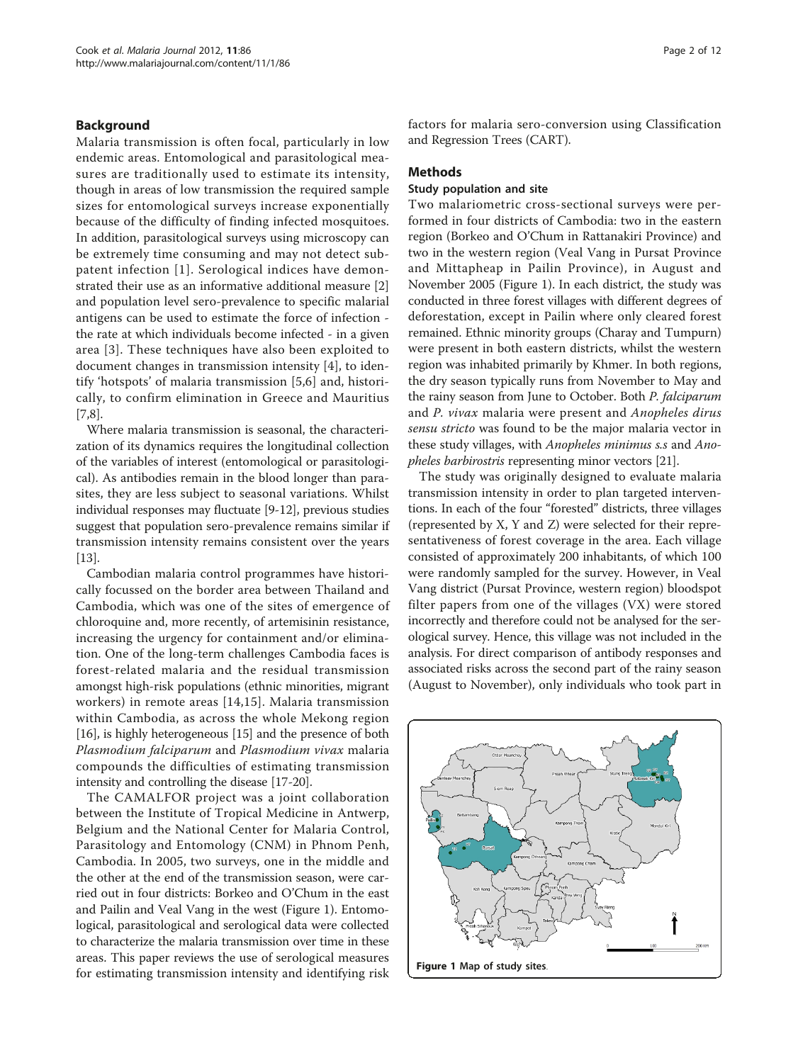## Background

Malaria transmission is often focal, particularly in low endemic areas. Entomological and parasitological measures are traditionally used to estimate its intensity, though in areas of low transmission the required sample sizes for entomological surveys increase exponentially because of the difficulty of finding infected mosquitoes. In addition, parasitological surveys using microscopy can be extremely time consuming and may not detect subpatent infection [1]. Serological indices have demonstrated their use as an informative additional measure [2] and population level sero-prevalence to specific malarial antigens can be used to estimate the force of infection - the rate at which individuals become infected - in a given area [3]. These techniques have also been exploited to document changes in transmission intensity [4], to identify 'hotspots' of malaria transmission [5,6] and, historically, to confirm elimination in Greece and Mauritius [7,8].

Where malaria transmission is seasonal, the characterization of its dynamics requires the longitudinal collection of the variables of interest (entomological or parasitological). As antibodies remain in the blood longer than parasites, they are less subject to seasonal variations. Whilst individual responses may fluctuate [9-12], previous studies suggest that population sero-prevalence remains similar if transmission intensity remains consistent over the years [13].

Cambodian malaria control programmes have historically focussed on the border area between Thailand and Cambodia, which was one of the sites of emergence of chloroquine and, more recently, of artemisinin resistance, increasing the urgency for containment and/or elimination. One of the long-term challenges Cambodia faces is forest-related malaria and the residual transmission amongst high-risk populations (ethnic minorities, migrant workers) in remote areas [14,15]. Malaria transmission within Cambodia, as across the whole Mekong region [16], is highly heterogeneous [15] and the presence of both *Plasmodium falciparum* and *Plasmodium vivax* malaria compounds the difficulties of estimating transmission intensity and controlling the disease [17-20].

The CAMALFOR project was a joint collaboration between the Institute of Tropical Medicine in Antwerp, Belgium and the National Center for Malaria Control, Parasitology and Entomology (CNM) in Phnom Penh, Cambodia. In 2005, two surveys, one in the middle and the other at the end of the transmission season, were carried out in four districts: Borkeo and O'Chum in the east and Pailin and Veal Vang in the west (Figure 1). Entomological, parasitological and serological data were collected to characterize the malaria transmission over time in these areas. This paper reviews the use of serological measures for estimating transmission intensity and identifying risk factors for malaria sero-conversion using Classification and Regression Trees (CART).

## Methods

### Study population and site

Two malariometric cross-sectional surveys were performed in four districts of Cambodia: two in the eastern region (Borkeo and O'Chum in Rattanakiri Province) and two in the western region (Veal Vang in Pursat Province and Mittapheap in Pailin Province), in August and November 2005 (Figure 1). In each district, the study was conducted in three forest villages with different degrees of deforestation, except in Pailin where only cleared forest remained. Ethnic minority groups (Charay and Tumpurn) were present in both eastern districts, whilst the western region was inhabited primarily by Khmer. In both regions, the dry season typically runs from November to May and the rainy season from June to October. Both *P. falciparum* and *P. vivax* malaria were present and *Anopheles dirus sensu stricto* was found to be the major malaria vector in these study villages, with *Anopheles minimus s.s* and *Anopheles barbirostris* representing minor vectors [21].

The study was originally designed to evaluate malaria transmission intensity in order to plan targeted interventions. In each of the four "forested" districts, three villages (represented by X, Y and Z) were selected for their representativeness of forest coverage in the area. Each village consisted of approximately 200 inhabitants, of which 100 were randomly sampled for the survey. However, in Veal Vang district (Pursat Province, western region) bloodspot filter papers from one of the villages (VX) were stored incorrectly and therefore could not be analysed for the serological survey. Hence, this village was not included in the analysis. For direct comparison of antibody responses and associated risks across the second part of the rainy season (August to November), only individuals who took part in

**Figure 1** Map of study sites.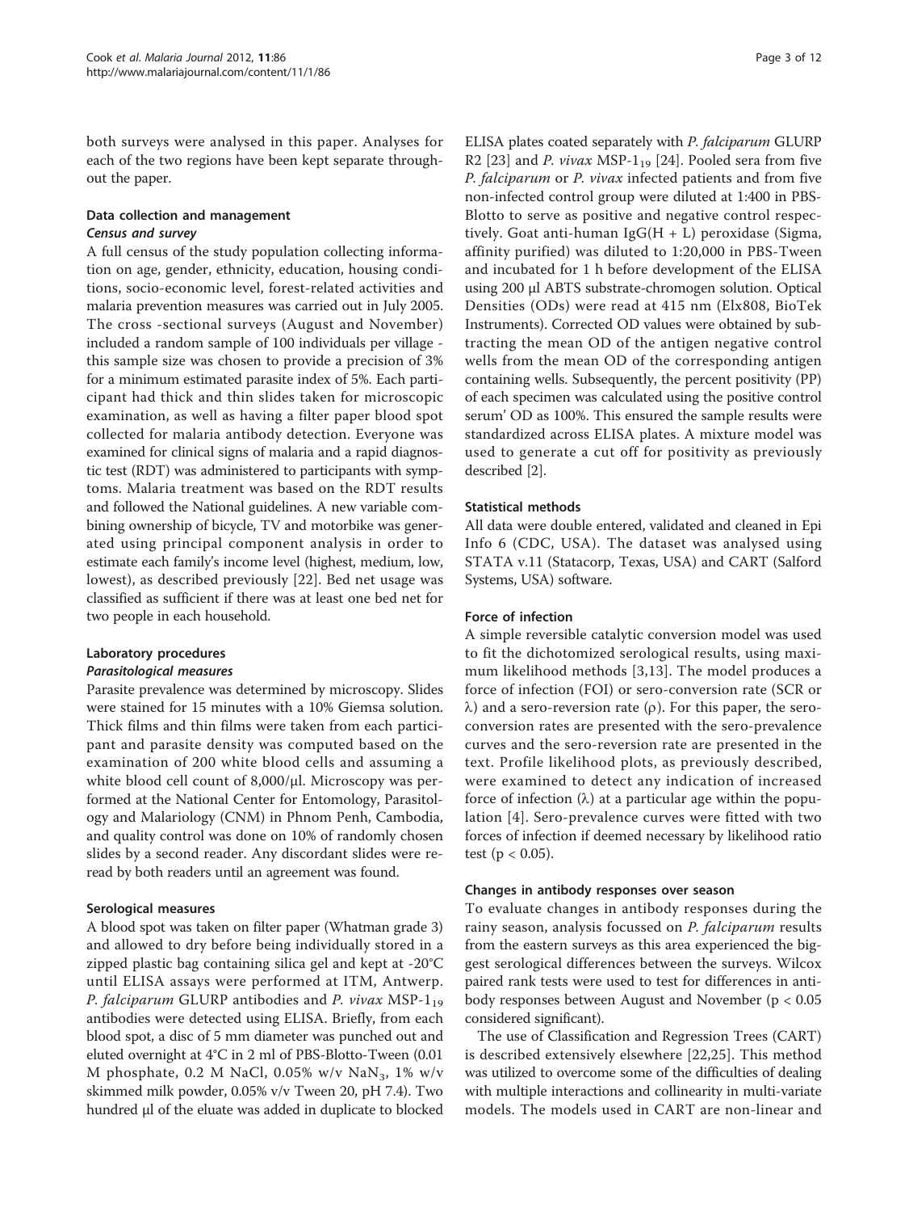both surveys were analysed in this paper. Analyses for each of the two regions have been kept separate throughout the paper.

## Data collection and management

### *Census and survey*

A full census of the study population collecting information on age, gender, ethnicity, education, housing conditions, socio-economic level, forest-related activities and malaria prevention measures was carried out in July 2005. The cross -sectional surveys (August and November) included a random sample of 100 individuals per village - this sample size was chosen to provide a precision of 3% for a minimum estimated parasite index of 5%. Each participant had thick and thin slides taken for microscopic examination, as well as having a filter paper blood spot collected for malaria antibody detection. Everyone was examined for clinical signs of malaria and a rapid diagnostic test (RDT) was administered to participants with symptoms. Malaria treatment was based on the RDT results and followed the National guidelines. A new variable combining ownership of bicycle, TV and motorbike was generated using principal component analysis in order to estimate each family's income level (highest, medium, low, lowest), as described previously [22]. Bed net usage was classified as sufficient if there was at least one bed net for two people in each household.

## Laboratory procedures

### *Parasitological measures*

Parasite prevalence was determined by microscopy. Slides were stained for 15 minutes with a 10% Giemsa solution. Thick films and thin films were taken from each participant and parasite density was computed based on the examination of 200 white blood cells and assuming a white blood cell count of 8,000/μl. Microscopy was performed at the National Center for Entomology, Parasitology and Malariology (CNM) in Phnom Penh, Cambodia, and quality control was done on 10% of randomly chosen slides by a second reader. Any discordant slides were reread by both readers until an agreement was found.

### Serological measures

A blood spot was taken on filter paper (Whatman grade 3) and allowed to dry before being individually stored in a zipped plastic bag containing silica gel and kept at -20°C until ELISA assays were performed at ITM, Antwerp. *P. falciparum* GLURP antibodies and *P. vivax* MSP-$1_{19}$ antibodies were detected using ELISA. Briefly, from each blood spot, a disc of 5 mm diameter was punched out and eluted overnight at 4°C in 2 ml of PBS-Blotto-Tween (0.01 M phosphate, 0.2 M NaCl, 0.05% w/v $NaN_3$, 1% w/v skimmed milk powder, 0.05% v/v Tween 20, pH 7.4). Two hundred μl of the eluate was added in duplicate to blocked ELISA plates coated separately with *P. falciparum* GLURP R2 [23] and *P. vivax* MSP-$1_{19}$ [24]. Pooled sera from five *P. falciparum* or *P. vivax* infected patients and from five non-infected control group were diluted at 1:400 in PBS-Blotto to serve as positive and negative control respectively. Goat anti-human IgG(H + L) peroxidase (Sigma, affinity purified) was diluted to 1:20,000 in PBS-Tween and incubated for 1 h before development of the ELISA using 200 μl ABTS substrate-chromogen solution. Optical Densities (ODs) were read at 415 nm (Elx808, BioTek Instruments). Corrected OD values were obtained by subtracting the mean OD of the antigen negative control wells from the mean OD of the corresponding antigen containing wells. Subsequently, the percent positivity (PP) of each specimen was calculated using the positive control serum' OD as 100%. This ensured the sample results were standardized across ELISA plates. A mixture model was used to generate a cut off for positivity as previously described [2].

## Statistical methods

All data were double entered, validated and cleaned in Epi Info 6 (CDC, USA). The dataset was analysed using STATA v.11 (Statacorp, Texas, USA) and CART (Salford Systems, USA) software.

## Force of infection

A simple reversible catalytic conversion model was used to fit the dichotomized serological results, using maximum likelihood methods [3,13]. The model produces a force of infection (FOI) or sero-conversion rate (SCR or $\lambda$) and a sero-reversion rate ($\rho$). For this paper, the sero-conversion rates are presented with the sero-prevalence curves and the sero-reversion rate are presented in the text. Profile likelihood plots, as previously described, were examined to detect any indication of increased force of infection ($\lambda$) at a particular age within the population [4]. Sero-prevalence curves were fitted with two forces of infection if deemed necessary by likelihood ratio test ($p < 0.05$).

## Changes in antibody responses over season

To evaluate changes in antibody responses during the rainy season, analysis focussed on *P. falciparum* results from the eastern surveys as this area experienced the biggest serological differences between the surveys. Wilcox paired rank tests were used to test for differences in antibody responses between August and November ($p < 0.05$ considered significant).

The use of Classification and Regression Trees (CART) is described extensively elsewhere [22,25]. This method was utilized to overcome some of the difficulties of dealing with multiple interactions and collinearity in multi-variate models. The models used in CART are non-linear and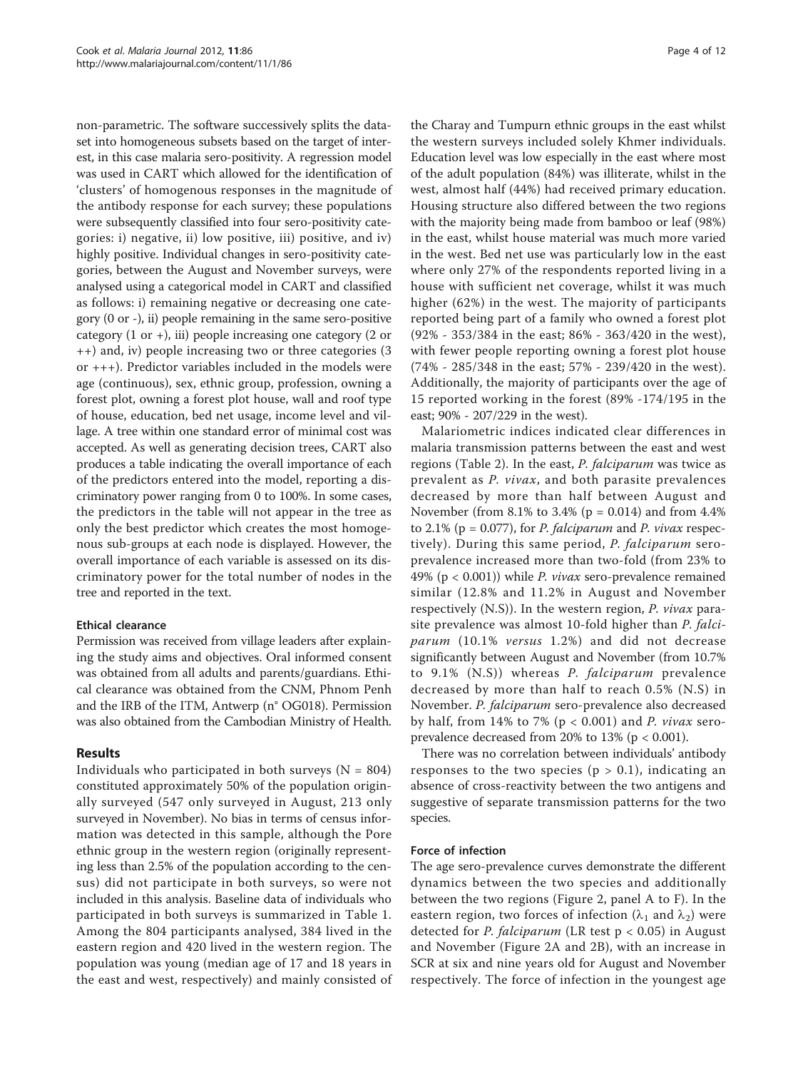non-parametric. The software successively splits the dataset into homogeneous subsets based on the target of interest, in this case malaria sero-positivity. A regression model was used in CART which allowed for the identification of 'clusters' of homogenous responses in the magnitude of the antibody response for each survey; these populations were subsequently classified into four sero-positivity categories: i) negative, ii) low positive, iii) positive, and iv) highly positive. Individual changes in sero-positivity categories, between the August and November surveys, were analysed using a categorical model in CART and classified as follows: i) remaining negative or decreasing one category (0 or -), ii) people remaining in the same sero-positive category (1 or +), iii) people increasing one category (2 or ++) and, iv) people increasing two or three categories (3 or +++). Predictor variables included in the models were age (continuous), sex, ethnic group, profession, owning a forest plot, owning a forest plot house, wall and roof type of house, education, bed net usage, income level and village. A tree within one standard error of minimal cost was accepted. As well as generating decision trees, CART also produces a table indicating the overall importance of each of the predictors entered into the model, reporting a discriminatory power ranging from 0 to 100%. In some cases, the predictors in the table will not appear in the tree as only the best predictor which creates the most homogenous sub-groups at each node is displayed. However, the overall importance of each variable is assessed on its discriminatory power for the total number of nodes in the tree and reported in the text.

#### Ethical clearance

Permission was received from village leaders after explaining the study aims and objectives. Oral informed consent was obtained from all adults and parents/guardians. Ethical clearance was obtained from the CNM, Phnom Penh and the IRB of the ITM, Antwerp (n° OG018). Permission was also obtained from the Cambodian Ministry of Health.

## Results

Individuals who participated in both surveys (N = 804) constituted approximately 50% of the population originally surveyed (547 only surveyed in August, 213 only surveyed in November). No bias in terms of census information was detected in this sample, although the Pore ethnic group in the western region (originally representing less than 2.5% of the population according to the census) did not participate in both surveys, so were not included in this analysis. Baseline data of individuals who participated in both surveys is summarized in Table 1. Among the 804 participants analysed, 384 lived in the eastern region and 420 lived in the western region. The population was young (median age of 17 and 18 years in the east and west, respectively) and mainly consisted of the Charay and Tumpurn ethnic groups in the east whilst the western surveys included solely Khmer individuals. Education level was low especially in the east where most of the adult population (84%) was illiterate, whilst in the west, almost half (44%) had received primary education. Housing structure also differed between the two regions with the majority being made from bamboo or leaf (98%) in the east, whilst house material was much more varied in the west. Bed net use was particularly low in the east where only 27% of the respondents reported living in a house with sufficient net coverage, whilst it was much higher (62%) in the west. The majority of participants reported being part of a family who owned a forest plot (92% - 353/384 in the east; 86% - 363/420 in the west), with fewer people reporting owning a forest plot house (74% - 285/348 in the east; 57% - 239/420 in the west). Additionally, the majority of participants over the age of 15 reported working in the forest (89% -174/195 in the east; 90% - 207/229 in the west).

Malariometric indices indicated clear differences in malaria transmission patterns between the east and west regions (Table 2). In the east, *P. falciparum* was twice as prevalent as *P. vivax*, and both parasite prevalences decreased by more than half between August and November (from 8.1% to 3.4% ($p = 0.014$) and from 4.4% to 2.1% ($p = 0.077$), for *P. falciparum* and *P. vivax* respectively. During this same period, *P. falciparum* sero-prevalence increased more than two-fold (from 23% to 49% ($p < 0.001$)) while *P. vivax* sero-prevalence remained similar (12.8% and 11.2% in August and November respectively (N.S)). In the western region, *P. vivax* parasite prevalence was almost 10-fold higher than *P. falciparum* (10.1% *versus* 1.2%) and did not decrease significantly between August and November (from 10.7% to 9.1% (N.S)) whereas *P. falciparum* prevalence decreased by more than half to reach 0.5% (N.S) in November. *P. falciparum* sero-prevalence also decreased by half, from 14% to 7% ($p < 0.001$) and *P. vivax* sero-prevalence decreased from 20% to 13% ($p < 0.001$).

There was no correlation between individuals' antibody responses to the two species ($p > 0.1$), indicating an absence of cross-reactivity between the two antigens and suggestive of separate transmission patterns for the two species.

#### Force of infection

The age sero-prevalence curves demonstrate the different dynamics between the two species and additionally between the two regions (Figure 2, panel A to F). In the eastern region, two forces of infection ($\lambda_1$ and $\lambda_2$) were detected for *P. falciparum* (LR test $p < 0.05$) in August and November (Figure 2A and 2B), with an increase in SCR at six and nine years old for August and November respectively. The force of infection in the youngest age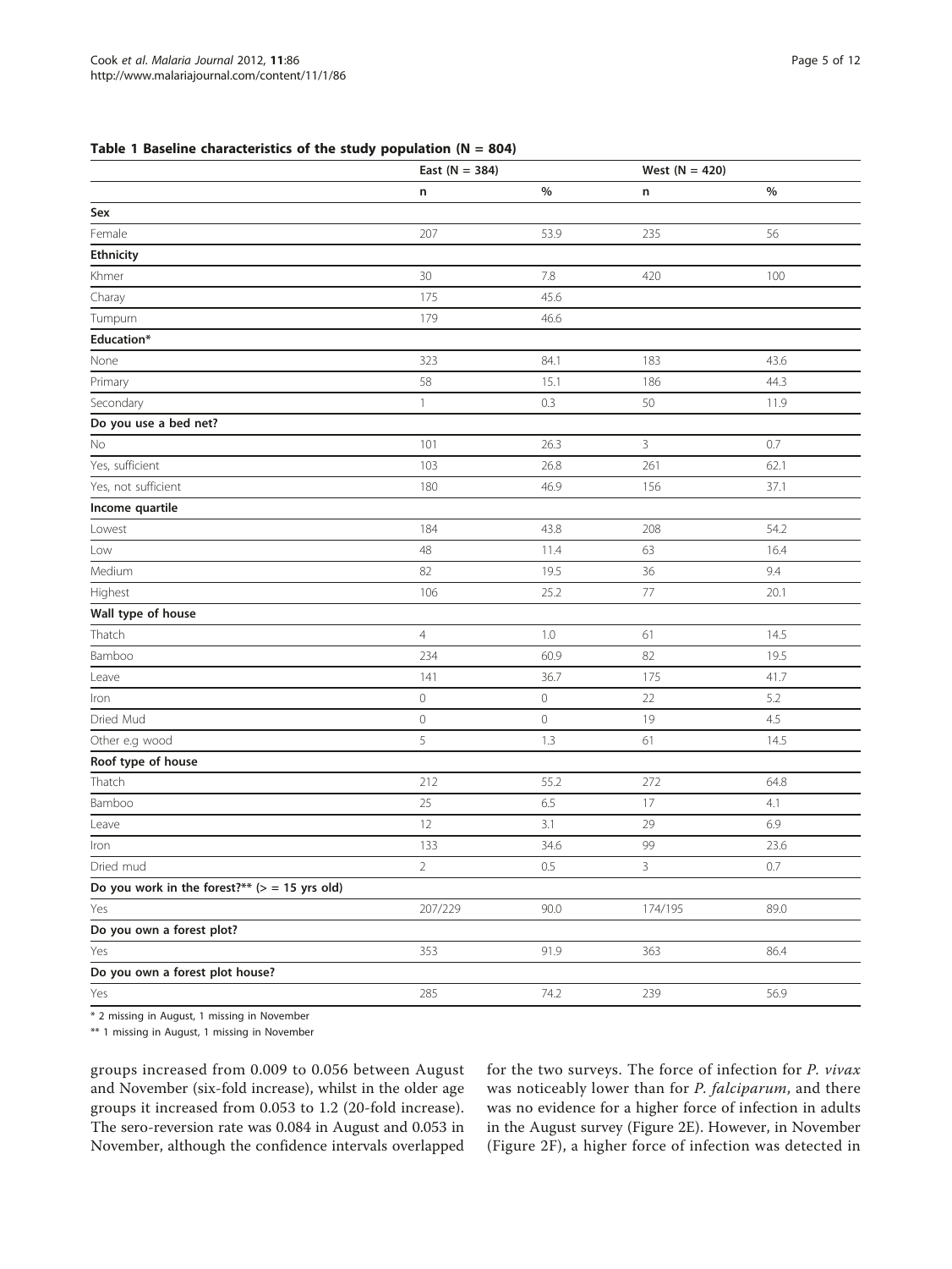**Table 1 Baseline characteristics of the study population (N = 804)**

| | East (N = 384) | | West (N = 420) | |
|---|---|---|---|---|
| | n | % | n | % |
| **Sex** | | | | |
| Female | 207 | 53.9 | 235 | 56 |
| **Ethnicity** | | | | |
| Khmer | 30 | 7.8 | 420 | 100 |
| Charay | 175 | 45.6 | | |
| Tumpurn | 179 | 46.6 | | |
| **Education*** | | | | |
| None | 323 | 84.1 | 183 | 43.6 |
| Primary | 58 | 15.1 | 186 | 44.3 |
| Secondary | 1 | 0.3 | 50 | 11.9 |
| **Do you use a bed net?** | | | | |
| No | 101 | 26.3 | 3 | 0.7 |
| Yes, sufficient | 103 | 26.8 | 261 | 62.1 |
| Yes, not sufficient | 180 | 46.9 | 156 | 37.1 |
| **Income quartile** | | | | |
| Lowest | 184 | 43.8 | 208 | 54.2 |
| Low | 48 | 11.4 | 63 | 16.4 |
| Medium | 82 | 19.5 | 36 | 9.4 |
| Highest | 106 | 25.2 | 77 | 20.1 |
| **Wall type of house** | | | | |
| Thatch | 4 | 1.0 | 61 | 14.5 |
| Bamboo | 234 | 60.9 | 82 | 19.5 |
| Leave | 141 | 36.7 | 175 | 41.7 |
| Iron | 0 | 0 | 22 | 5.2 |
| Dried Mud | 0 | 0 | 19 | 4.5 |
| Other e.g wood | 5 | 1.3 | 61 | 14.5 |
| **Roof type of house** | | | | |
| Thatch | 212 | 55.2 | 272 | 64.8 |
| Bamboo | 25 | 6.5 | 17 | 4.1 |
| Leave | 12 | 3.1 | 29 | 6.9 |
| Iron | 133 | 34.6 | 99 | 23.6 |
| Dried mud | 2 | 0.5 | 3 | 0.7 |
| **Do you work in the forest?** (> = 15 yrs old)** | | | | |
| Yes | 207/229 | 90.0 | 174/195 | 89.0 |
| **Do you own a forest plot?** | | | | |
| Yes | 353 | 91.9 | 363 | 86.4 |
| **Do you own a forest plot house?** | | | | |
| Yes | 285 | 74.2 | 239 | 56.9 |

\* 2 missing in August, 1 missing in November

\*\* 1 missing in August, 1 missing in November

groups increased from 0.009 to 0.056 between August and November (six-fold increase), whilst in the older age groups it increased from 0.053 to 1.2 (20-fold increase). The sero-reversion rate was 0.084 in August and 0.053 in November, although the confidence intervals overlapped for the two surveys. The force of infection for *P. vivax* was noticeably lower than for *P. falciparum*, and there was no evidence for a higher force of infection in adults in the August survey (Figure 2E). However, in November (Figure 2F), a higher force of infection was detected in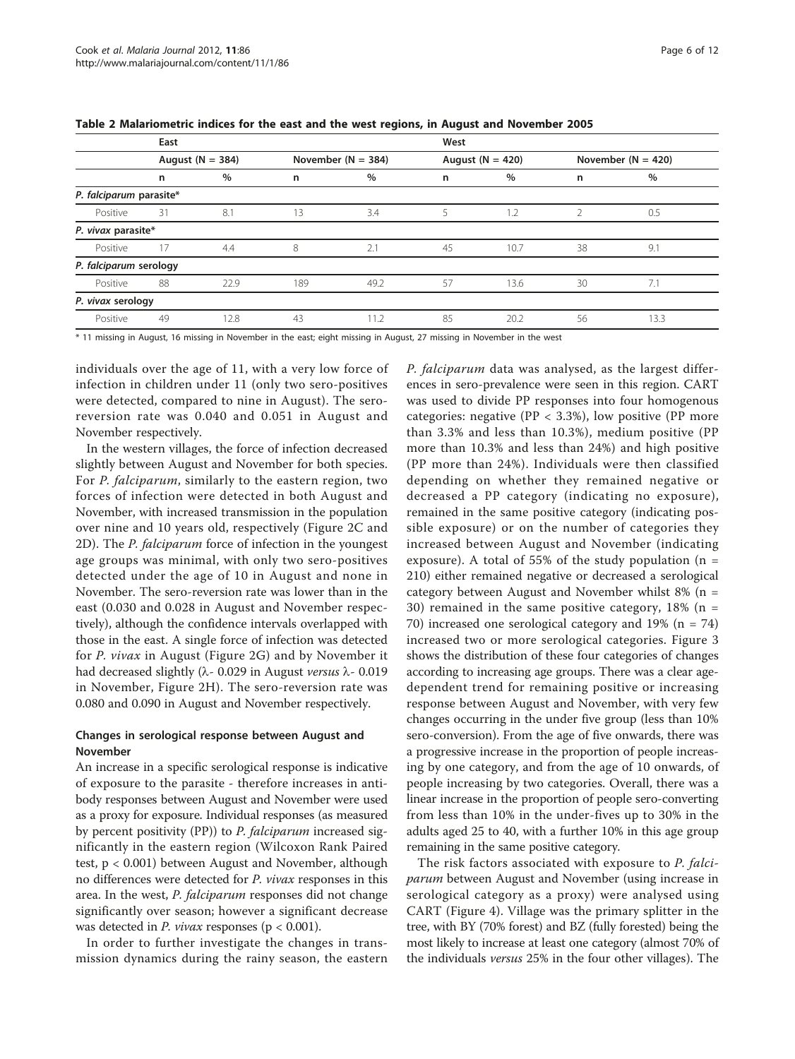**Table 2 Malariometric indices for the east and the west regions, in August and November 2005**

| | East | | | | West | | | |
|---|---|---|---|---|---|---|---|---|
| | August (N = 384) | | November (N = 384) | | August (N = 420) | | November (N = 420) | |
| | n | % | n | % | n | % | n | % |
| *P. falciparum* parasite* | | | | | | | | |
| Positive | 31 | 8.1 | 13 | 3.4 | 5 | 1.2 | 2 | 0.5 |
| *P. vivax* parasite* | | | | | | | | |
| Positive | 17 | 4.4 | 8 | 2.1 | 45 | 10.7 | 38 | 9.1 |
| *P. falciparum* serology | | | | | | | | |
| Positive | 88 | 22.9 | 189 | 49.2 | 57 | 13.6 | 30 | 7.1 |
| *P. vivax* serology | | | | | | | | |
| Positive | 49 | 12.8 | 43 | 11.2 | 85 | 20.2 | 56 | 13.3 |

* 11 missing in August, 16 missing in November in the east; eight missing in August, 27 missing in November in the west

individuals over the age of 11, with a very low force of infection in children under 11 (only two sero-positives were detected, compared to nine in August). The sero-reversion rate was 0.040 and 0.051 in August and November respectively.

In the western villages, the force of infection decreased slightly between August and November for both species. For *P. falciparum*, similarly to the eastern region, two forces of infection were detected in both August and November, with increased transmission in the population over nine and 10 years old, respectively (Figure 2C and 2D). The *P. falciparum* force of infection in the youngest age groups was minimal, with only two sero-positives detected under the age of 10 in August and none in November. The sero-reversion rate was lower than in the east (0.030 and 0.028 in August and November respectively), although the confidence intervals overlapped with those in the east. A single force of infection was detected for *P. vivax* in August (Figure 2G) and by November it had decreased slightly ($\lambda$- 0.029 in August *versus* $\lambda$- 0.019 in November, Figure 2H). The sero-reversion rate was 0.080 and 0.090 in August and November respectively.

### Changes in serological response between August and November

An increase in a specific serological response is indicative of exposure to the parasite - therefore increases in antibody responses between August and November were used as a proxy for exposure. Individual responses (as measured by percent positivity (PP)) to *P. falciparum* increased significantly in the eastern region (Wilcoxon Rank Paired test, $p < 0.001$) between August and November, although no differences were detected for *P. vivax* responses in this area. In the west, *P. falciparum* responses did not change significantly over season; however a significant decrease was detected in *P. vivax* responses ($p < 0.001$).

In order to further investigate the changes in transmission dynamics during the rainy season, the eastern *P. falciparum* data was analysed, as the largest differences in sero-prevalence were seen in this region. CART was used to divide PP responses into four homogenous categories: negative (PP < 3.3%), low positive (PP more than 3.3% and less than 10.3%), medium positive (PP more than 10.3% and less than 24%) and high positive (PP more than 24%). Individuals were then classified depending on whether they remained negative or decreased a PP category (indicating no exposure), remained in the same positive category (indicating possible exposure) or on the number of categories they increased between August and November (indicating exposure). A total of 55% of the study population (n = 210) either remained negative or decreased a serological category between August and November whilst 8% (n = 30) remained in the same positive category, 18% (n = 70) increased one serological category and 19% (n = 74) increased two or more serological categories. Figure 3 shows the distribution of these four categories of changes according to increasing age groups. There was a clear age-dependent trend for remaining positive or increasing response between August and November, with very few changes occurring in the under five group (less than 10% sero-conversion). From the age of five onwards, there was a progressive increase in the proportion of people increasing by one category, and from the age of 10 onwards, of people increasing by two categories. Overall, there was a linear increase in the proportion of people sero-converting from less than 10% in the under-fives up to 30% in the adults aged 25 to 40, with a further 10% in this age group remaining in the same positive category.

The risk factors associated with exposure to *P. falciparum* between August and November (using increase in serological category as a proxy) were analysed using CART (Figure 4). Village was the primary splitter in the tree, with BY (70% forest) and BZ (fully forested) being the most likely to increase at least one category (almost 70% of the individuals *versus* 25% in the four other villages). The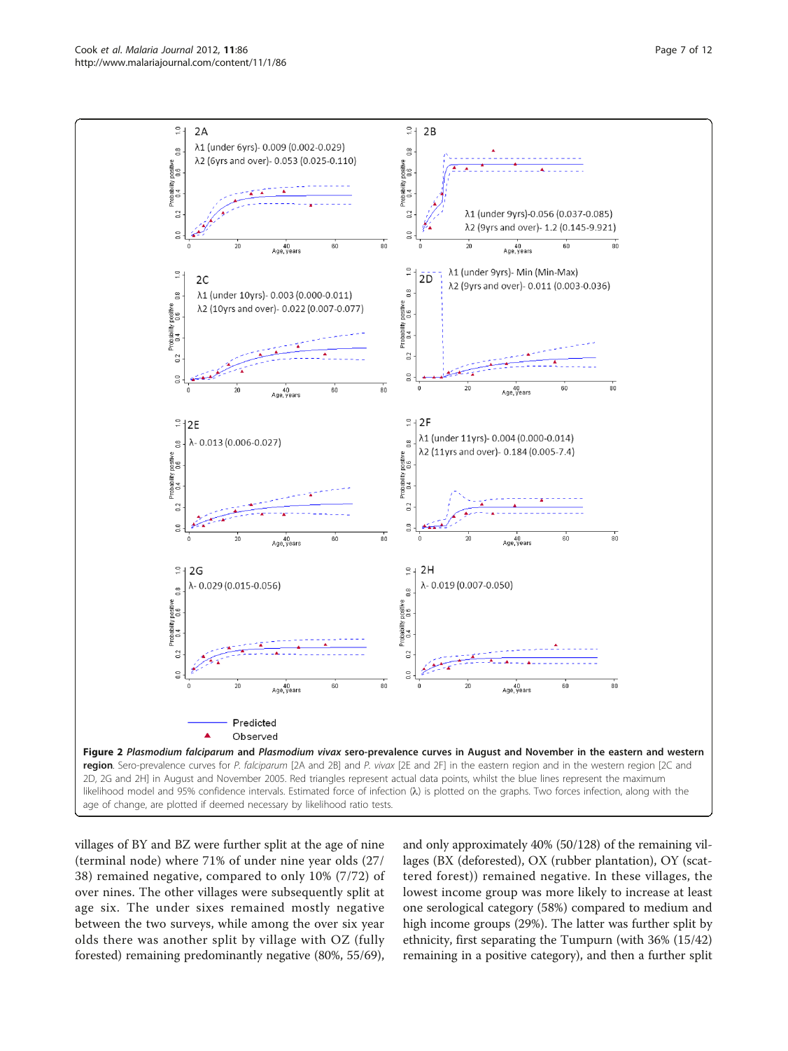2A

λ1 (under 6yrs)- 0.009 (0.002-0.029)

λ2 (6yrs and over)- 0.053 (0.025-0.110)

2B

λ1 (under 9yrs)-0.056 (0.037-0.085)

λ2 (9yrs and over)- 1.2 (0.145-9.921)

2C

λ1 (under 10yrs)- 0.003 (0.000-0.011)

λ2 (10yrs and over)- 0.022 (0.007-0.077)

2D

λ1 (under 9yrs)- Min (Min-Max)

λ2 (9yrs and over)- 0.011 (0.003-0.036)

2E

λ- 0.013 (0.006-0.027)

2F

λ1 (under 11yrs)- 0.004 (0.000-0.014)

λ2 (11yrs and over)- 0.184 (0.005-7.4)

2G

λ- 0.029 (0.015-0.056)

2H

λ- 0.019 (0.007-0.050)

Probability positive

Age, years

Predicted

Observed

**Figure 2** ***Plasmodium falciparum*** **and** ***Plasmodium vivax*** **sero-prevalence curves in August and November in the eastern and western region**. Sero-prevalence curves for *P. falciparum* [2A and 2B] and *P. vivax* [2E and 2F] in the eastern region and in the western region [2C and 2D, 2G and 2H] in August and November 2005. Red triangles represent actual data points, whilst the blue lines represent the maximum likelihood model and 95% confidence intervals. Estimated force of infection (λ) is plotted on the graphs. Two forces infection, along with the age of change, are plotted if deemed necessary by likelihood ratio tests.

villages of BY and BZ were further split at the age of nine (terminal node) where 71% of under nine year olds (27/38) remained negative, compared to only 10% (7/72) of over nines. The other villages were subsequently split at age six. The under sixes remained mostly negative between the two surveys, while among the over six year olds there was another split by village with OZ (fully forested) remaining predominantly negative (80%, 55/69), and only approximately 40% (50/128) of the remaining villages (BX (deforested), OX (rubber plantation), OY (scattered forest)) remained negative. In these villages, the lowest income group was more likely to increase at least one serological category (58%) compared to medium and high income groups (29%). The latter was further split by ethnicity, first separating the Tumpurn (with 36% (15/42) remaining in a positive category), and then a further split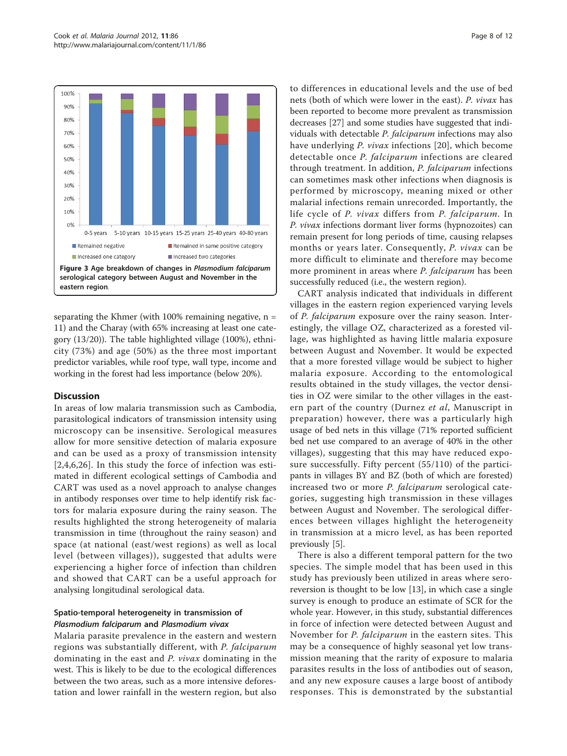100%
90%
80%
70%
60%
50%
40%
30%
20%
10%
0%

0-5 years 5-10 years 10-15 years 15-25 years 25-40 years 40-80 years

Remained negative
Remained in same positive category
Increased one category
Increased two categories

**Figure 3 Age breakdown of changes in *Plasmodium falciparum* serological category between August and November in the eastern region**.

separating the Khmer (with 100% remaining negative, n = 11) and the Charay (with 65% increasing at least one category (13/20)). The table highlighted village (100%), ethnicity (73%) and age (50%) as the three most important predictor variables, while roof type, wall type, income and working in the forest had less importance (below 20%).

## Discussion

In areas of low malaria transmission such as Cambodia, parasitological indicators of transmission intensity using microscopy can be insensitive. Serological measures allow for more sensitive detection of malaria exposure and can be used as a proxy of transmission intensity [2,4,6,26]. In this study the force of infection was estimated in different ecological settings of Cambodia and CART was used as a novel approach to analyse changes in antibody responses over time to help identify risk factors for malaria exposure during the rainy season. The results highlighted the strong heterogeneity of malaria transmission in time (throughout the rainy season) and space (at national (east/west regions) as well as local level (between villages)), suggested that adults were experiencing a higher force of infection than children and showed that CART can be a useful approach for analysing longitudinal serological data.

### Spatio-temporal heterogeneity in transmission of *Plasmodium falciparum* and *Plasmodium vivax*

Malaria parasite prevalence in the eastern and western regions was substantially different, with *P. falciparum* dominating in the east and *P. vivax* dominating in the west. This is likely to be due to the ecological differences between the two areas, such as a more intensive deforestation and lower rainfall in the western region, but also to differences in educational levels and the use of bed nets (both of which were lower in the east). *P. vivax* has been reported to become more prevalent as transmission decreases [27] and some studies have suggested that individuals with detectable *P. falciparum* infections may also have underlying *P. vivax* infections [20], which become detectable once *P. falciparum* infections are cleared through treatment. In addition, *P. falciparum* infections can sometimes mask other infections when diagnosis is performed by microscopy, meaning mixed or other malarial infections remain unrecorded. Importantly, the life cycle of *P. vivax* differs from *P. falciparum*. In *P. vivax* infections dormant liver forms (hypnozoites) can remain present for long periods of time, causing relapses months or years later. Consequently, *P. vivax* can be more difficult to eliminate and therefore may become more prominent in areas where *P. falciparum* has been successfully reduced (i.e., the western region).

CART analysis indicated that individuals in different villages in the eastern region experienced varying levels of *P. falciparum* exposure over the rainy season. Interestingly, the village OZ, characterized as a forested village, was highlighted as having little malaria exposure between August and November. It would be expected that a more forested village would be subject to higher malaria exposure. According to the entomological results obtained in the study villages, the vector densities in OZ were similar to the other villages in the eastern part of the country (Durnez *et al*, Manuscript in preparation) however, there was a particularly high usage of bed nets in this village (71% reported sufficient bed net use compared to an average of 40% in the other villages), suggesting that this may have reduced exposure successfully. Fifty percent (55/110) of the participants in villages BY and BZ (both of which are forested) increased two or more *P. falciparum* serological categories, suggesting high transmission in these villages between Augusting and November. The serological differences between villages highlight the heterogeneity in transmission at a micro level, as has been reported previously [5].

There is also a different temporal pattern for the two species. The simple model that has been used in this study has previously been utilized in areas where seroreversion is thought to be low [13], in which case a single survey is enough to produce an estimate of SCR for the whole year. However, in this study, substantial differences in force of infection were detected between August and November for *P. falciparum* in the eastern sites. This may be a consequence of highly seasonal yet low transmission meaning that the rarity of exposure to malaria parasites results in the loss of antibodies out of season, and any new exposure causes a large boost of antibody responses. This is demonstrated by the substantial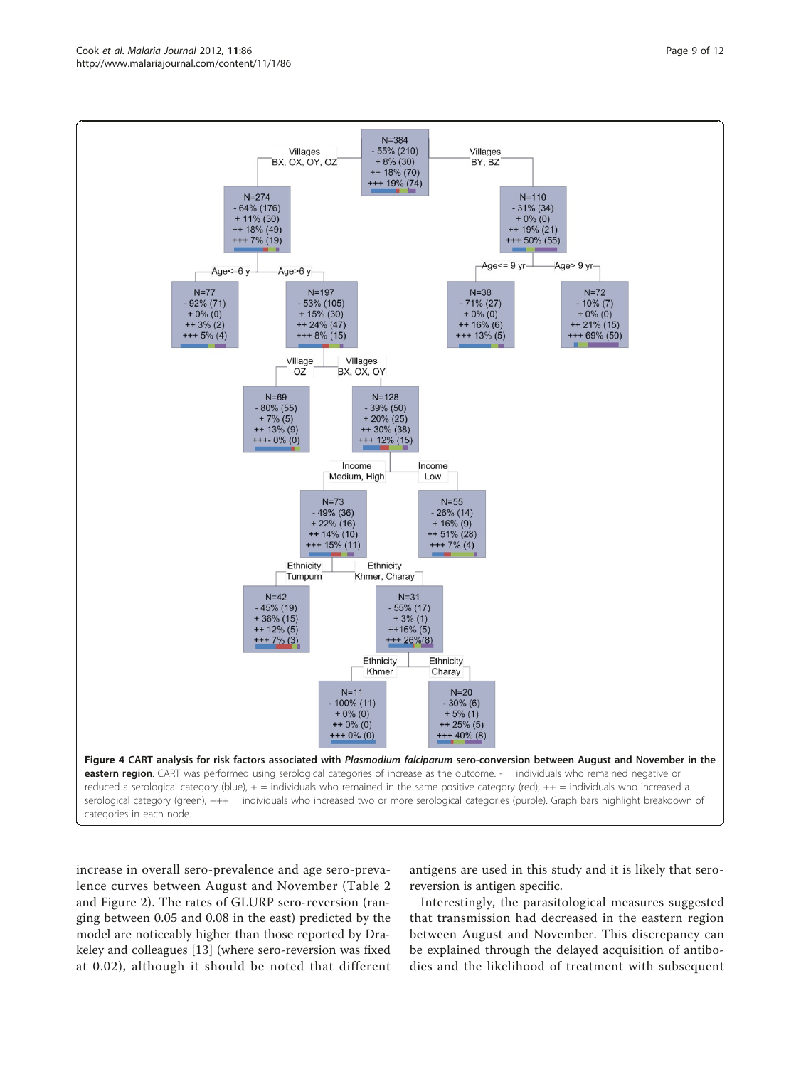N=384
- 55% (210)
+ 8% (30)
++ 18% (70)
+++ 19% (74)

Villages BX, OX, OY, OZ

Villages BY, BZ

N=274
- 64% (176)
+ 11% (30)
++ 18% (49)
+++ 7% (19)

N=110
- 31% (34)
+ 0% (0)
++ 19% (21)
+++ 50% (55)

Age<=6 y

Age>6 y

Age<= 9 yr

Age> 9 yr

N=77
- 92% (71)
+ 0% (0)
++ 3% (2)
+++ 5% (4)

N=197
- 53% (105)
+ 15% (30)
++ 24% (47)
+++ 8% (15)

N=38
- 71% (27)
+ 0% (0)
++ 16% (6)
+++ 13% (5)

N=72
- 10% (7)
+ 0% (0)
++ 21% (15)
+++ 69% (50)

Village OZ

Villages BX, OX, OY

N=69
- 80% (55)
+ 7% (5)
++ 13% (9)
+++- 0% (0)

N=128
- 39% (50)
+ 20% (25)
++ 30% (38)
+++ 12% (15)

Income Medium, High

Income Low

N=73
- 49% (36)
+ 22% (16)
++ 14% (10)
+++ 15% (11)

N=55
- 26% (14)
+ 16% (9)
++ 51% (28)
+++ 7% (4)

Ethnicity Tumpurn

Ethnicity Khmer, Charay

N=42
- 45% (19)
+ 36% (15)
++ 12% (5)
+++ 7% (3)

N=31
- 55% (17)
+ 3% (1)
++16% (5)
+++ 26%(8)

Ethnicity Khmer

Ethnicity Charay

N=11
- 100% (11)
+ 0% (0)
++ 0% (0)
+++ 0% (0)

N=20
- 30% (6)
+ 5% (1)
++ 25% (5)
+++ 40% (8)

**Figure 4 CART analysis for risk factors associated with *Plasmodium falciparum* sero-conversion between August and November in the eastern region**. CART was performed using serological categories of increase as the outcome. - = individuals who remained negative or reduced a serological category (blue), + = individuals who remained in the same positive category (red), ++ = individuals who increased a serological category (green), +++ = individuals who increased two or more serological categories (purple). Graph bars highlight breakdown of categories in each node.

increase in overall sero-prevalence and age sero-prevalence curves between August and November (Table 2 and Figure 2). The rates of GLURP sero-reversion (ranging between 0.05 and 0.08 in the east) predicted by the model are noticeably higher than those reported by Drakeley and colleagues [13] (where sero-reversion was fixed at 0.02), although it should be noted that different antigens are used in this study and it is likely that sero-reversion is antigen specific.

Interestingly, the parasitological measures suggested that transmission had decreased in the eastern region between August and November. This discrepancy can be explained through the delayed acquisition of antibodies and the likelihood of treatment with subsequent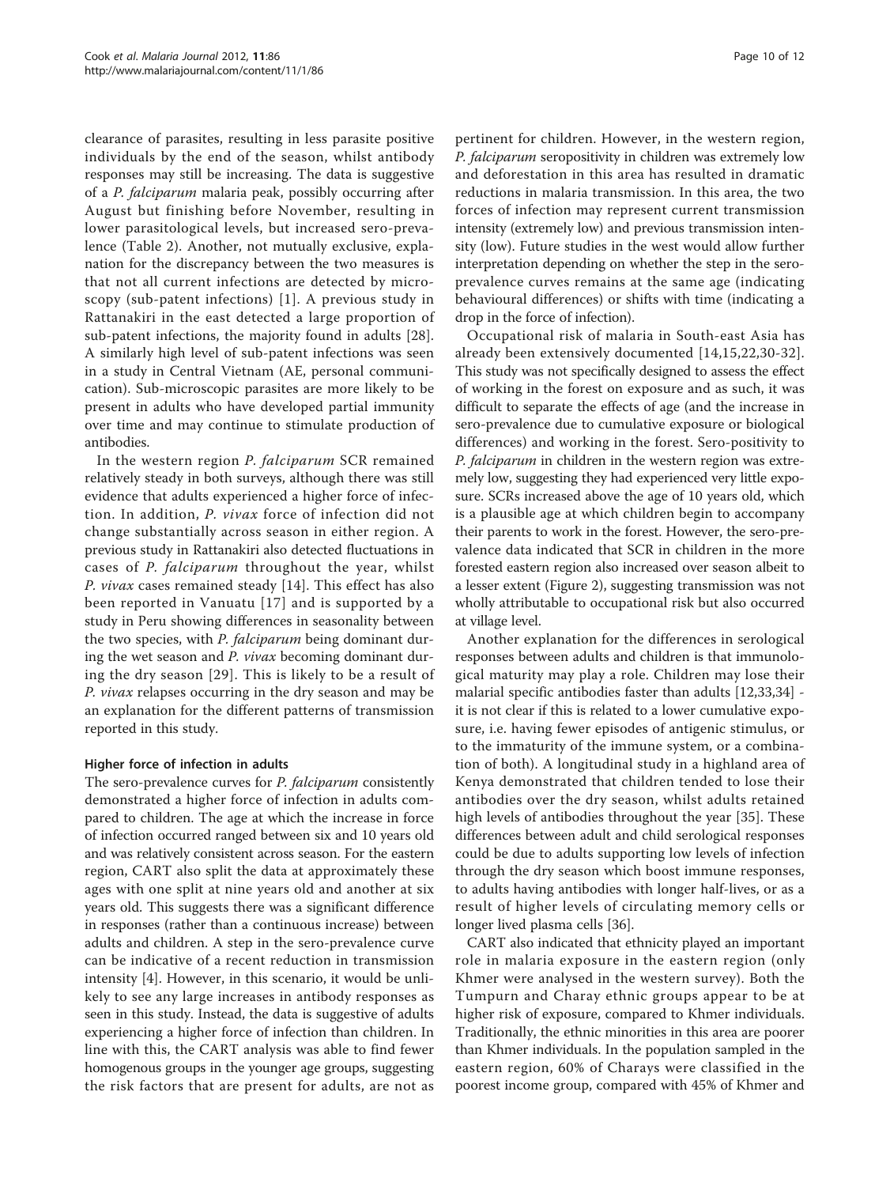clearance of parasites, resulting in less parasite positive individuals by the end of the season, whilst antibody responses may still be increasing. The data is suggestive of a *P. falciparum* malaria peak, possibly occurring after August but finishing before November, resulting in lower parasitological levels, but increased sero-prevalence (Table 2). Another, not mutually exclusive, explanation for the discrepancy between the two measures is that not all current infections are detected by microscopy (sub-patent infections) [1]. A previous study in Rattanakiri in the east detected a large proportion of sub-patent infections, the majority found in adults [28]. A similarly high level of sub-patent infections was seen in a study in Central Vietnam (AE, personal communication). Sub-microscopic parasites are more likely to be present in adults who have developed partial immunity over time and may continue to stimulate production of antibodies.

In the western region *P. falciparum* SCR remained relatively steady in both surveys, although there was still evidence that adults experienced a higher force of infection. In addition, *P. vivax* force of infection did not change substantially across season in either region. A previous study in Rattanakiri also detected fluctuations in cases of *P. falciparum* throughout the year, whilst *P. vivax* cases remained steady [14]. This effect has also been reported in Vanuatu [17] and is supported by a study in Peru showing differences in seasonality between the two species, with *P. falciparum* being dominant during the wet season and *P. vivax* becoming dominant during the dry season [29]. This is likely to be a result of *P. vivax* relapses occurring in the dry season and may be an explanation for the different patterns of transmission reported in this study.

## Higher force of infection in adults

The sero-prevalence curves for *P. falciparum* consistently demonstrated a higher force of infection in adults compared to children. The age at which the increase in force of infection occurred ranged between six and 10 years old and was relatively consistent across season. For the eastern region, CART also split the data at approximately these ages with one split at nine years old and another at six years old. This suggests there was a significant difference in responses (rather than a continuous increase) between adults and children. A step in the sero-prevalence curve can be indicative of a recent reduction in transmission intensity [4]. However, in this scenario, it would be unlikely to see any large increases in antibody responses as seen in this study. Instead, the data is suggestive of adults experiencing a higher force of infection than children. In line with this, the CART analysis was able to find fewer homogenous groups in the younger age groups, suggesting the risk factors that are present for adults, are not as pertinent for children. However, in the western region, *P. falciparum* seropositivity in children was extremely low and deforestation in this area has resulted in dramatic reductions in malaria transmission. In this area, the two forces of infection may represent current transmission intensity (extremely low) and previous transmission intensity (low). Future studies in the west would allow further interpretation depending on whether the step in the sero-prevalence curves remains at the same age (indicating behavioural differences) or shifts with time (indicating a drop in the force of infection).

Occupational risk of malaria in South-east Asia has already been extensively documented [14,15,22,30-32]. This study was not specifically designed to assess the effect of working in the forest on exposure and as such, it was difficult to separate the effects of age (and the increase in sero-prevalence due to cumulative exposure or biological differences) and working in the forest. Sero-positivity to *P. falciparum* in children in the western region was extremely low, suggesting they had experienced very little exposure. SCRs increased above the age of 10 years old, which is a plausible age at which children begin to accompany their parents to work in the forest. However, the sero-prevalence data indicated that SCR in children in the more forested eastern region also increased over season albeit to a lesser extent (Figure 2), suggesting transmission was not wholly attributable to occupational risk but also occurred at village level.

Another explanation for the differences in serological responses between adults and children is that immunological maturity may play a role. Children may lose their malarial specific antibodies faster than adults [12,33,34] - it is not clear if this is related to a lower cumulative exposure, i.e. having fewer episodes of antigenic stimulus, or to the immaturity of the immune system, or a combination of both). A longitudinal study in a highland area of Kenya demonstrated that children tended to lose their antibodies over the dry season, whilst adults retained high levels of antibodies throughout the year [35]. These differences between adult and child serological responses could be due to adults supporting low levels of infection through the dry season which boost immune responses, to adults having antibodies with longer half-lives, or as a result of higher levels of circulating memory cells or longer lived plasma cells [36].

CART also indicated that ethnicity played an important role in malaria exposure in the eastern region (only Khmer were analysed in the western survey). Both the Tumpurn and Charay ethnic groups appear to be at higher risk of exposure, compared to Khmer individuals. Traditionally, the ethnic minorities in this area are poorer than Khmer individuals. In the population sampled in the eastern region, 60% of Charays were classified in the poorest income group, compared with 45% of Khmer and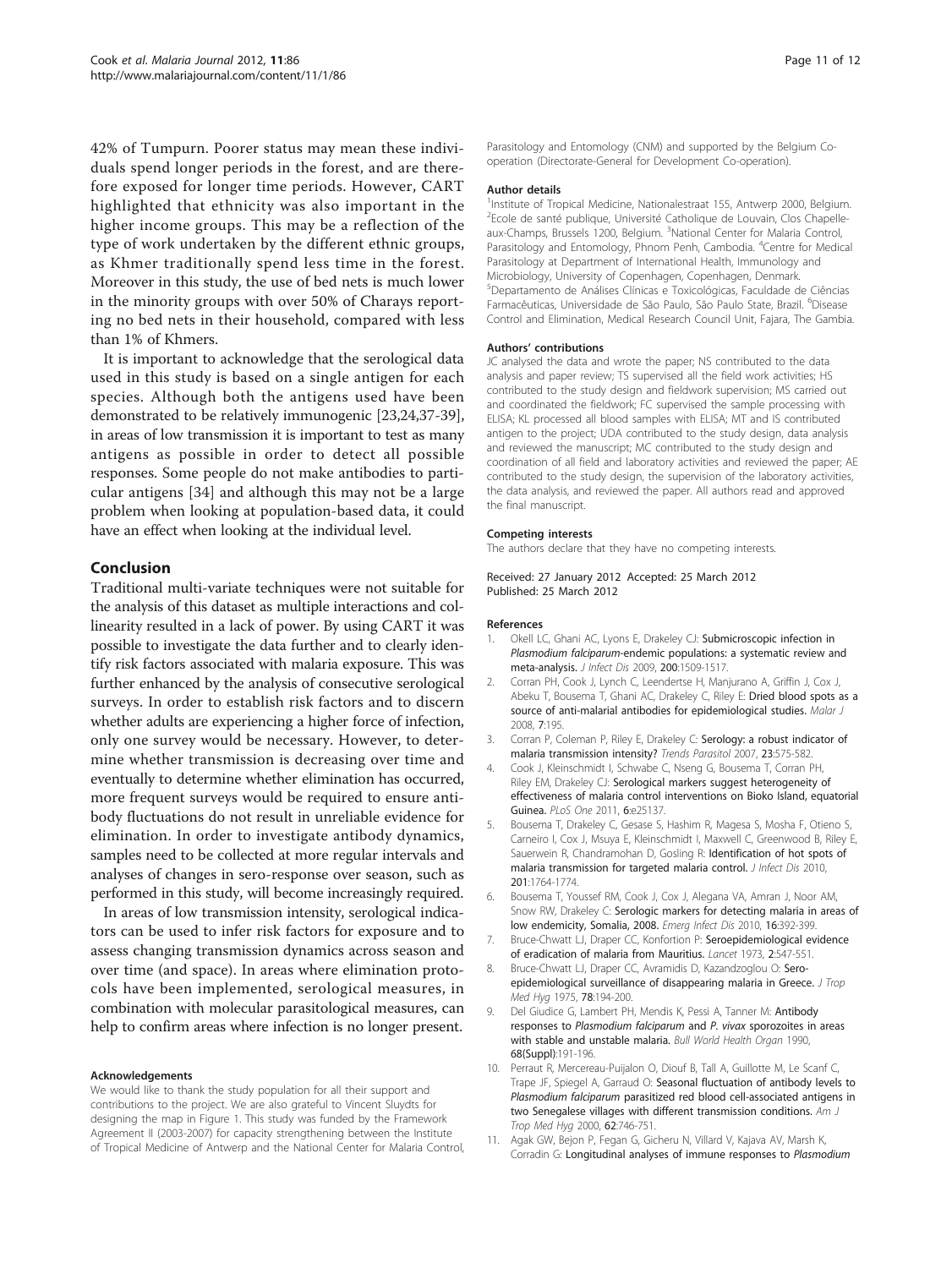42% of Tumpurn. Poorer status may mean these individuals spend longer periods in the forest, and are therefore exposed for longer time periods. However, CART highlighted that ethnicity was also important in the higher income groups. This may be a reflection of the type of work undertaken by the different ethnic groups, as Khmer traditionally spend less time in the forest. Moreover in this study, the use of bed nets is much lower in the minority groups with over 50% of Charays reporting no bed nets in their household, compared with less than 1% of Khmers.

It is important to acknowledge that the serological data used in this study is based on a single antigen for each species. Although both the antigens used have been demonstrated to be relatively immunogenic [23,24,37-39], in areas of low transmission it is important to test as many antigens as possible in order to detect all possible responses. Some people do not make antibodies to particular antigens [34] and although this may not be a large problem when looking at population-based data, it could have an effect when looking at the individual level.

## Conclusion

Traditional multi-variate techniques were not suitable for the analysis of this dataset as multiple interactions and collinearity resulted in a lack of power. By using CART it was possible to investigate the data further and to clearly identify risk factors associated with malaria exposure. This was further enhanced by the analysis of consecutive serological surveys. In order to establish risk factors and to discern whether adults are experiencing a higher force of infection, only one survey would be necessary. However, to determine whether transmission is decreasing over time and eventually to determine whether elimination has occurred, more frequent surveys would be required to ensure antibody fluctuations do not result in unreliable evidence for elimination. In order to investigate antibody dynamics, samples need to be collected at more regular intervals and analyses of changes in sero-response over season, such as performed in this study, will become increasingly required.

In areas of low transmission intensity, serological indicators can be used to infer risk factors for exposure and to assess changing transmission dynamics across season and over time (and space). In areas where elimination protocols have been implemented, serological measures, in combination with molecular parasitological measures, can help to confirm areas where infection is no longer present.

#### Acknowledgements

We would like to thank the study population for all their support and contributions to the project. We are also grateful to Vincent Sluydts for designing the map in Figure 1. This study was funded by the Framework Agreement II (2003-2007) for capacity strengthening between the Institute of Tropical Medicine of Antwerp and the National Center for Malaria Control, Parasitology and Entomology (CNM) and supported by the Belgium Co-operation (Directorate-General for Development Co-operation).

#### Author details

[1]Institute of Tropical Medicine, Nationalestraat 155, Antwerp 2000, Belgium. [2]Ecole de santé publique, Université Catholique de Louvain, Clos Chapelle-aux-Champs, Brussels 1200, Belgium. [3]National Center for Malaria Control, Parasitology and Entomology, Phnom Penh, Cambodia. [4]Centre for Medical Parasitology at Department of International Health, Immunology and Microbiology, University of Copenhagen, Copenhagen, Denmark. [5]Departamento de Análises Clínicas e Toxicológicas, Faculdade de Ciências Farmacêuticas, Universidade de São Paulo, São Paulo State, Brazil. [6]Disease Control and Elimination, Medical Research Council Unit, Fajara, The Gambia.

#### Authors' contributions

JC analysed the data and wrote the paper; NS contributed to the data analysis and paper review; TS supervised all the field work activities; HS contributed to the study design and fieldwork supervision; MS carried out and coordinated the fieldwork; FC supervised the sample processing with ELISA; KL processed all blood samples with ELISA; MT and IS contributed antigen to the project; UDA contributed to the study design, data analysis and reviewed the manuscript; MC contributed to the study design and coordination of all field and laboratory activities and reviewed the paper; AE contributed to the study design, the supervision of the laboratory activities, the data analysis, and reviewed the paper. All authors read and approved the final manuscript.

#### Competing interests

The authors declare that they have no competing interests.

Received: 27 January 2012 Accepted: 25 March 2012
Published: 25 March 2012

#### References

1. Okell LC, Ghani AC, Lyons E, Drakeley CJ: Submicroscopic infection in *Plasmodium falciparum*-endemic populations: a systematic review and meta-analysis. *J Infect Dis* 2009, 200:1509-1517.
2. Corran PH, Cook J, Lynch C, Leendertse H, Manjurano A, Griffin J, Cox J, Abeku T, Bousema T, Ghani AC, Drakeley C, Riley E: Dried blood spots as a source of anti-malarial antibodies for epidemiological studies. *Malar J* 2008, 7:195.
3. Corran P, Coleman P, Riley E, Drakeley C: Serology: a robust indicator of malaria transmission intensity? *Trends Parasitol* 2007, 23:575-582.
4. Cook J, Kleinschmidt I, Schwabe C, Nseng G, Bousema T, Corran PH, Riley EM, Drakeley CJ: Serological markers suggest heterogeneity of effectiveness of malaria control interventions on Bioko Island, equatorial Guinea. *PLoS One* 2011, 6:e25137.
5. Bousema T, Drakeley C, Gesase S, Hashim R, Magesa S, Mosha F, Otieno S, Carneiro I, Cox J, Msuya E, Kleinschmidt I, Maxwell C, Greenwood B, Riley E, Sauerwein R, Chandramohan D, Gosling R: Identification of hot spots of malaria transmission for targeted malaria control. *J Infect Dis* 2010, 201:1764-1774.
6. Bousema T, Youssef RM, Cook J, Cox J, Alegana VA, Amran J, Noor AM, Snow RW, Drakeley C: Serologic markers for detecting malaria in areas of low endemicity, Somalia, 2008. *Emerg Infect Dis* 2010, 16:392-399.
7. Bruce-Chwatt LJ, Draper CC, Konfortion P: Seroepidemiological evidence of eradication of malaria from Mauritius. *Lancet* 1973, 2:547-551.
8. Bruce-Chwatt LJ, Draper CC, Avramidis D, Kazandzoglou O: Sero-epidemiological surveillance of disappearing malaria in Greece. *J Trop Med Hyg* 1975, 78:194-200.
9. Del Giudice G, Lambert PH, Mendis K, Pessi A, Tanner M: Antibody responses to *Plasmodium falciparum* and *P. vivax* sporozoites in areas with stable and unstable malaria. *Bull World Health Organ* 1990, 68(Suppl):191-196.
10. Perraut R, Mercereau-Puijalon O, Diouf B, Tall A, Guillotte M, Le Scanf C, Trape JF, Spiegel A, Garraud O: Seasonal fluctuation of antibody levels to *Plasmodium falciparum* parasitized red blood cell-associated antigens in two Senegalese villages with different transmission conditions. *Am J Trop Med Hyg* 2000, 62:746-751.
11. Agak GW, Bejon P, Fegan G, Gicheru N, Villard V, Kajava AV, Marsh K, Corradin G: Longitudinal analyses of immune responses to *Plasmodium*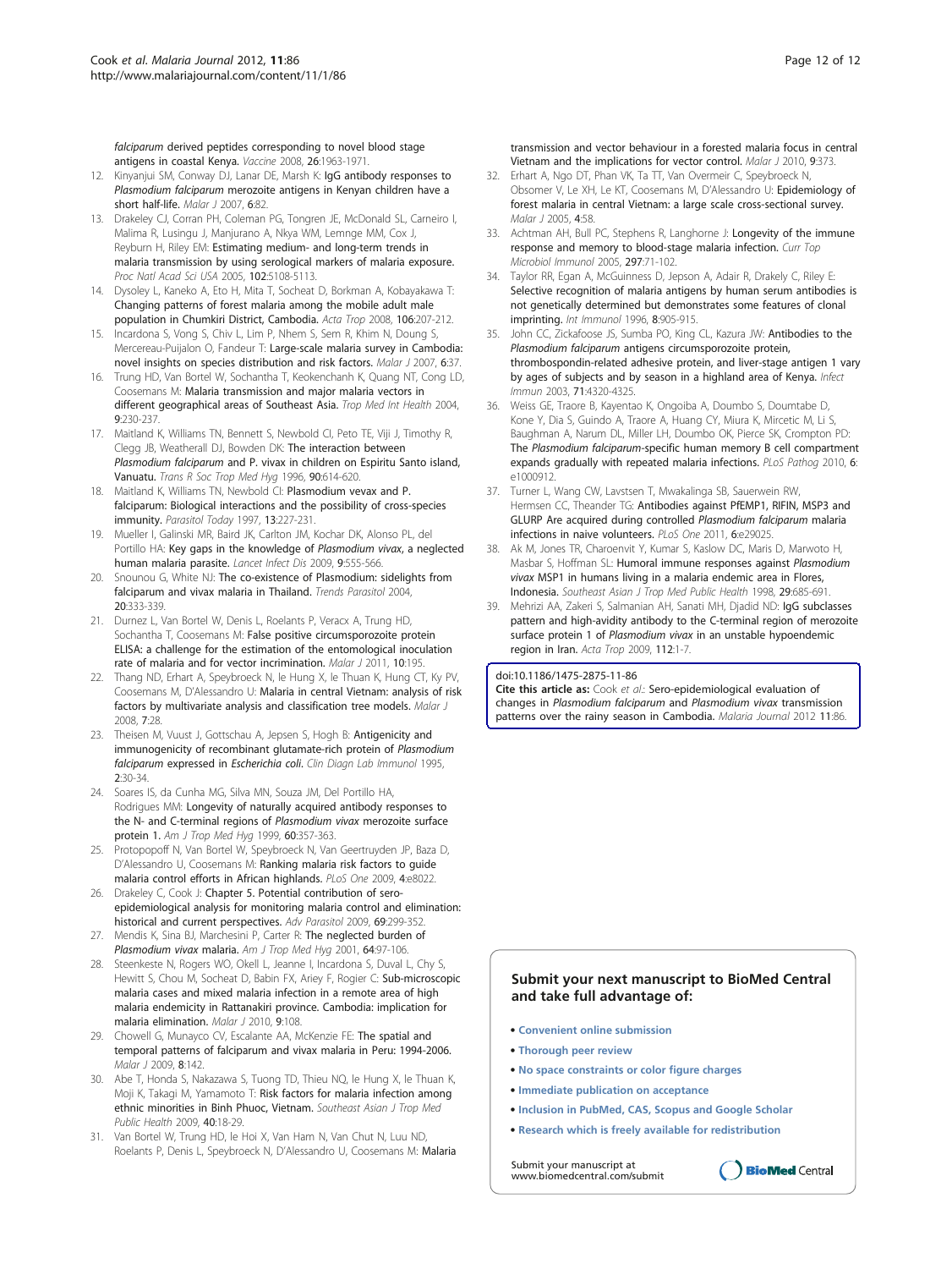*falciparum* derived peptides corresponding to novel blood stage antigens in coastal Kenya. *Vaccine* 2008, **26**:1963-1971.

12. Kinyanjui SM, Conway DJ, Lanar DE, Marsh K: **IgG antibody responses to *Plasmodium falciparum* merozoite antigens in Kenyan children have a short half-life.** *Malar J* 2007, **6**:82.
13. Drakeley CJ, Corran PH, Coleman PG, Tongren JE, McDonald SL, Carneiro I, Malima R, Lusingu J, Manjurano A, Nkya WM, Lemnge MM, Cox J, Reyburn H, Riley EM: **Estimating medium- and long-term trends in malaria transmission by using serological markers of malaria exposure.** *Proc Natl Acad Sci USA* 2005, **102**:5108-5113.
14. Dysoley L, Kaneko A, Eto H, Mita T, Socheat D, Borkman A, Kobayakawa T: **Changing patterns of forest malaria among the mobile adult male population in Chumkiri District, Cambodia.** *Acta Trop* 2008, **106**:207-212.
15. Incardona S, Vong S, Chiv L, Lim P, Nhem S, Sem R, Khim N, Doung S, Mercereau-Puijalon O, Fandeur T: **Large-scale malaria survey in Cambodia: novel insights on species distribution and risk factors.** *Malar J* 2007, **6**:37.
16. Trung HD, Van Bortel W, Sochantha T, Keokenchanh K, Quang NT, Cong LD, Coosemans M: **Malaria transmission and major malaria vectors in different geographical areas of Southeast Asia.** *Trop Med Int Health* 2004, **9**:230-237.
17. Maitland K, Williams TN, Bennett S, Newbold CI, Peto TE, Viji J, Timothy R, Clegg JB, Weatherall DJ, Bowden DK: **The interaction between *Plasmodium falciparum* and P. vivax in children on Espiritu Santo island, Vanuatu.** *Trans R Soc Trop Med Hyg* 1996, **90**:614-620.
18. Maitland K, Williams TN, Newbold CI: **Plasmodium vevax and P. falciparum: Biological interactions and the possibility of cross-species immunity.** *Parasitol Today* 1997, **13**:227-231.
19. Mueller I, Galinski MR, Baird JK, Carlton JM, Kochar DK, Alonso PL, del Portillo HA: **Key gaps in the knowledge of *Plasmodium vivax*, a neglected human malaria parasite.** *Lancet Infect Dis* 2009, **9**:555-566.
20. Snounou G, White NJ: **The co-existence of Plasmodium: sidelights from falciparum and vivax malaria in Thailand.** *Trends Parasitol* 2004, **20**:333-339.
21. Durnez L, Van Bortel W, Denis L, Roelants P, Veracx A, Trung HD, Sochantha T, Coosemans M: **False positive circumsporozoite protein ELISA: a challenge for the estimation of the entomological inoculation rate of malaria and for vector incrimination.** *Malar J* 2011, **10**:195.
22. Thang ND, Erhart A, Speybroeck N, le Hung X, le Thuan K, Hung CT, Ky PV, Coosemans M, D'Alessandro U: **Malaria in central Vietnam: analysis of risk factors by multivariate analysis and classification tree models.** *Malar J* 2008, **7**:28.
23. Theisen M, Vuust J, Gottschau A, Jepsen S, Hogh B: **Antigenicity and immunogenicity of recombinant glutamate-rich protein of *Plasmodium falciparum* expressed in *Escherichia coli*.** *Clin Diagn Lab Immunol* 1995, **2**:30-34.
24. Soares IS, da Cunha MG, Silva MN, Souza JM, Del Portillo HA, Rodrigues MM: **Longevity of naturally acquired antibody responses to the N- and C-terminal regions of *Plasmodium vivax* merozoite surface protein 1.** *Am J Trop Med Hyg* 1999, **60**:357-363.
25. Protopopoff N, Van Bortel W, Speybroeck N, Van Geertruyden JP, Baza D, D'Alessandro U, Coosemans M: **Ranking malaria risk factors to guide malaria control efforts in African highlands.** *PLoS One* 2009, **4**:e8022.
26. Drakeley C, Cook J: **Chapter 5. Potential contribution of sero-epidemiological analysis for monitoring malaria control and elimination: historical and current perspectives.** *Adv Parasitol* 2009, **69**:299-352.
27. Mendis K, Sina BJ, Marchesini P, Carter R: **The neglected burden of *Plasmodium vivax* malaria.** *Am J Trop Med Hyg* 2001, **64**:97-106.
28. Steenkeste N, Rogers WO, Okell L, Jeanne I, Incardona S, Duval L, Chy S, Hewitt S, Chou M, Socheat D, Babin FX, Ariey F, Rogier C: **Sub-microscopic malaria cases and mixed malaria infection in a remote area of high malaria endemicity in Rattanakiri province. Cambodia: implication for malaria elimination.** *Malar J* 2010, **9**:108.
29. Chowell G, Munayco CV, Escalante AA, McKenzie FE: **The spatial and temporal patterns of falciparum and vivax malaria in Peru: 1994-2006.** *Malar J* 2009, **8**:142.
30. Abe T, Honda S, Nakazawa S, Tuong TD, Thieu NQ, le Hung X, le Thuan K, Moji K, Takagi M, Yamamoto T: **Risk factors for malaria infection among ethnic minorities in Binh Phuoc, Vietnam.** *Southeast Asian J Trop Med Public Health* 2009, **40**:18-29.
31. Van Bortel W, Trung HD, le Hoi X, Van Ham N, Van Chut N, Luu ND, Roelants P, Denis L, Speybroeck N, D'Alessandro U, Coosemans M: **Malaria transmission and vector behaviour in a forested malaria focus in central Vietnam and the implications for vector control.** *Malar J* 2010, **9**:373.
32. Erhart A, Ngo DT, Phan VK, Ta TT, Van Overmeir C, Speybroeck N, Obsomer V, Le XH, Le KT, Coosemans M, D'Alessandro U: **Epidemiology of forest malaria in central Vietnam: a large scale cross-sectional survey.** *Malar J* 2005, **4**:58.
33. Achtman AH, Bull PC, Stephens R, Langhorne J: **Longevity of the immune response and memory to blood-stage malaria infection.** *Curr Top Microbiol Immunol* 2005, **297**:71-102.
34. Taylor RR, Egan A, McGuinness D, Jepson A, Adair R, Drakely C, Riley E: **Selective recognition of malaria antigens by human serum antibodies is not genetically determined but demonstrates some features of clonal imprinting.** *Int Immunol* 1996, **8**:905-915.
35. John CC, Zickafoose JS, Sumba PO, King CL, Kazura JW: **Antibodies to the *Plasmodium falciparum* antigens circumsporozoite protein, thrombospondin-related adhesive protein, and liver-stage antigen 1 vary by ages of subjects and by season in a highland area of Kenya.** *Infect Immun* 2003, **71**:4320-4325.
36. Weiss GE, Traore B, Kayentao K, Ongoiba A, Doumbo S, Doumtabe D, Kone Y, Dia S, Guindo A, Traore A, Huang CY, Miura K, Mircetic M, Li S, Baughman A, Narum DL, Miller LH, Doumbo OK, Pierce SK, Crompton PD: **The *Plasmodium falciparum*-specific human memory B cell compartment expands gradually with repeated malaria infections.** *PLoS Pathog* 2010, **6**:e1000912.
37. Turner L, Wang CW, Lavstsen T, Mwakalinga SB, Sauerwein RW, Hermsen CC, Theander TG: **Antibodies against PfEMP1, RIFIN, MSP3 and GLURP Are acquired during controlled *Plasmodium falciparum* malaria infections in naive volunteers.** *PLoS One* 2011, **6**:e29025.
38. Ak M, Jones TR, Charoenvit Y, Kumar S, Kaslow DC, Maris D, Marwoto H, Masbar S, Hoffman SL: **Humoral immune responses against *Plasmodium vivax* MSP1 in humans living in a malaria endemic area in Flores, Indonesia.** *Southeast Asian J Trop Med Public Health* 1998, **29**:685-691.
39. Mehrizi AA, Zakeri S, Salmanian AH, Sanati MH, Djadid ND: **IgG subclasses pattern and high-avidity antibody to the C-terminal region of merozoite surface protein 1 of *Plasmodium vivax* in an unstable hypoendemic region in Iran.** *Acta Trop* 2009, **112**:1-7.

doi:10.1186/1475-2875-11-86

**Cite this article as:** Cook *et al.*: Sero-epidemiological evaluation of changes in *Plasmodium falciparum* and *Plasmodium vivax* transmission patterns over the rainy season in Cambodia. *Malaria Journal* 2012 **11**:86.

**Submit your next manuscript to BioMed Central and take full advantage of:**

- **Convenient online submission**
- **Thorough peer review**
- **No space constraints or color figure charges**
- **Immediate publication on acceptance**
- **Inclusion in PubMed, CAS, Scopus and Google Scholar**
- **Research which is freely available for redistribution**

Submit your manuscript at
www.biomedcentral.com/submit

BioMed Central